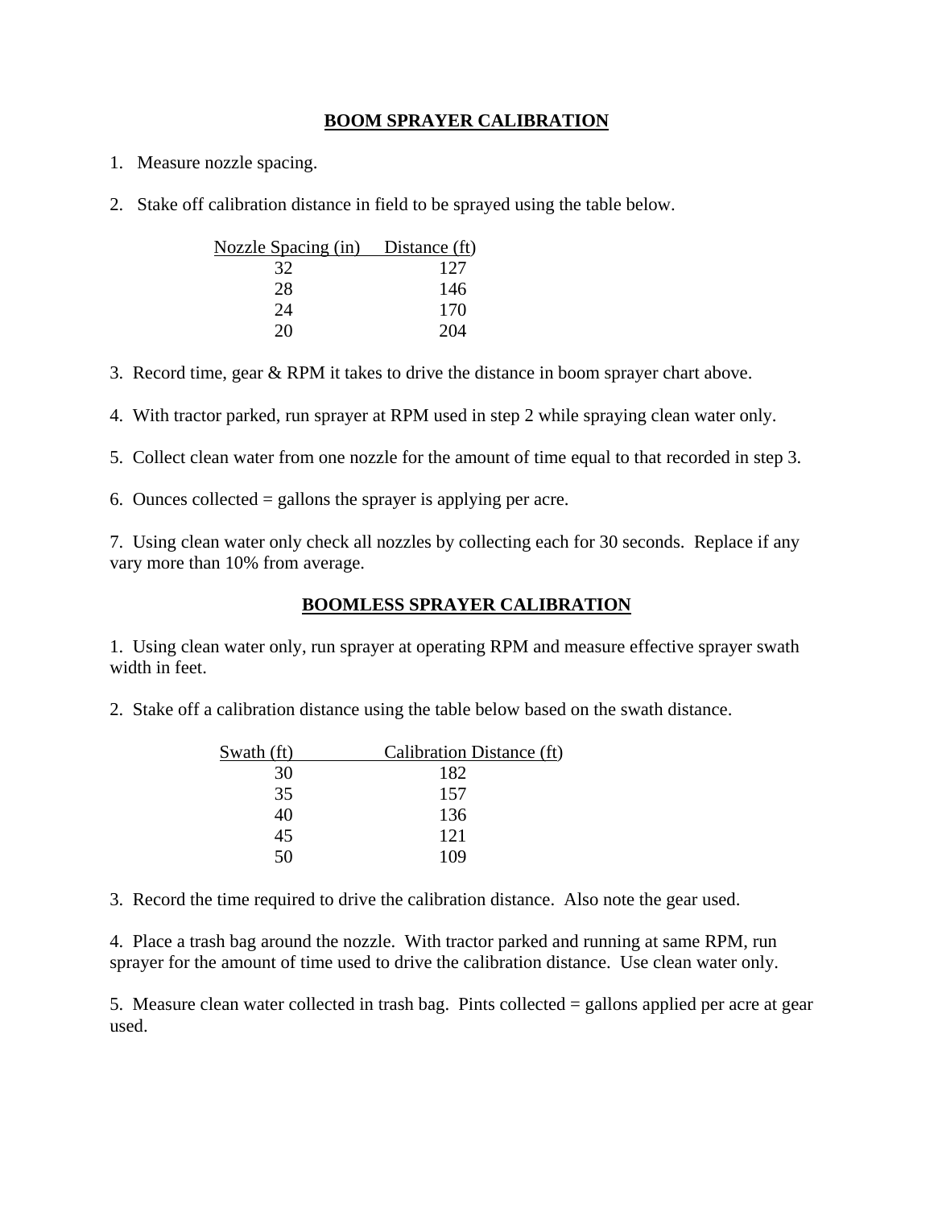## BOOM SPRAYER CALIBRATION

1. Measure nozzle spacing.
2. Stake off calibration distance in field to be sprayed using the table below.

| Nozzle Spacing (in) | Distance (ft) |
|---|---|
| 32 | 127 |
| 28 | 146 |
| 24 | 170 |
| 20 | 204 |

3. Record time, gear & RPM it takes to drive the distance in boom sprayer chart above.
4. With tractor parked, run sprayer at RPM used in step 2 while spraying clean water only.
5. Collect clean water from one nozzle for the amount of time equal to that recorded in step 3.
6. Ounces collected = gallons the sprayer is applying per acre.
7. Using clean water only check all nozzles by collecting each for 30 seconds. Replace if any vary more than 10% from average.

## BOOMLESS SPRAYER CALIBRATION

1. Using clean water only, run sprayer at operating RPM and measure effective sprayer swath width in feet.
2. Stake off a calibration distance using the table below based on the swath distance.

| Swath (ft) | Calibration Distance (ft) |
|---|---|
| 30 | 182 |
| 35 | 157 |
| 40 | 136 |
| 45 | 121 |
| 50 | 109 |

3. Record the time required to drive the calibration distance. Also note the gear used.
4. Place a trash bag around the nozzle. With tractor parked and running at same RPM, run sprayer for the amount of time used to drive the calibration distance. Use clean water only.
5. Measure clean water collected in trash bag. Pints collected = gallons applied per acre at gear used.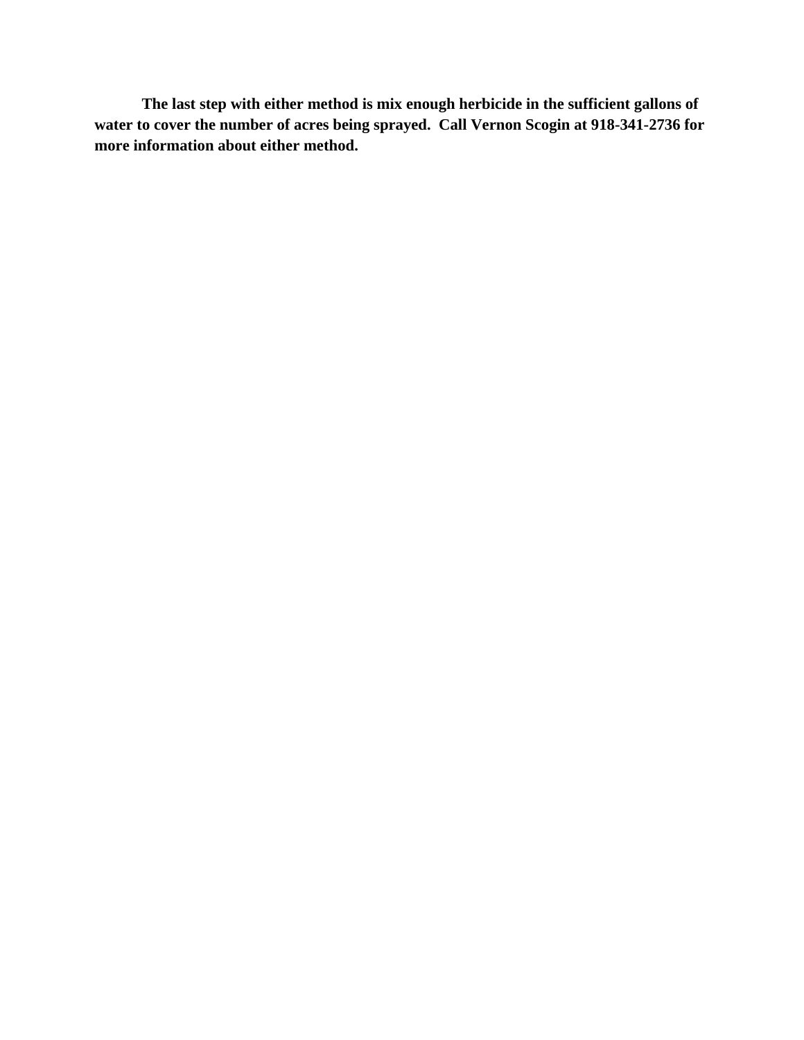**The last step with either method is mix enough herbicide in the sufficient gallons of water to cover the number of acres being sprayed. Call Vernon Scogin at 918-341-2736 for more information about either method.**